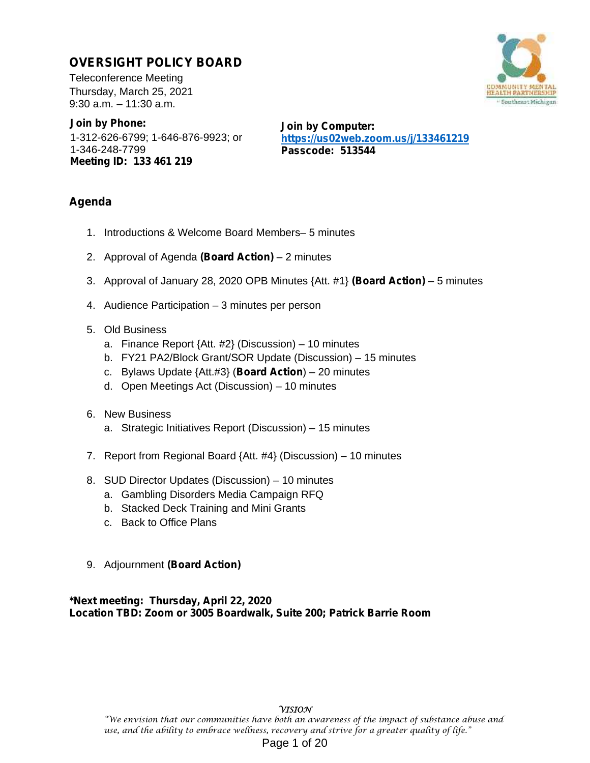# OVERSIGHT POLICY BOARD

Teleconference Meeting
Thursday, March 25, 2021
9:30 a.m. – 11:30 a.m.

**Join by Phone:**
1-312-626-6799; 1-646-876-9923; or
1-346-248-7799
**Meeting ID: 133 461 219**

**Join by Computer:**
**https://us02web.zoom.us/j/133461219**
**Passcode: 513544**

## Agenda

1. Introductions & Welcome Board Members– 5 minutes
2. Approval of Agenda **(Board Action)** – 2 minutes
3. Approval of January 28, 2020 OPB Minutes {Att. #1} **(Board Action)** – 5 minutes
4. Audience Participation – 3 minutes per person
5. Old Business
   a. Finance Report {Att. #2} (Discussion) – 10 minutes
   b. FY21 PA2/Block Grant/SOR Update (Discussion) – 15 minutes
   c. Bylaws Update {Att.#3} (**Board Action**) – 20 minutes
   d. Open Meetings Act (Discussion) – 10 minutes
6. New Business
   a. Strategic Initiatives Report (Discussion) – 15 minutes
7. Report from Regional Board {Att. #4} (Discussion) – 10 minutes
8. SUD Director Updates (Discussion) – 10 minutes
   a. Gambling Disorders Media Campaign RFQ
   b. Stacked Deck Training and Mini Grants
   c. Back to Office Plans
9. Adjournment **(Board Action)**

**\*Next meeting: Thursday, April 22, 2020**
**Location TBD: Zoom or 3005 Boardwalk, Suite 200; Patrick Barrie Room**

*VISION*
*"We envision that our communities have both an awareness of the impact of substance abuse and use, and the ability to embrace wellness, recovery and strive for a greater quality of life."*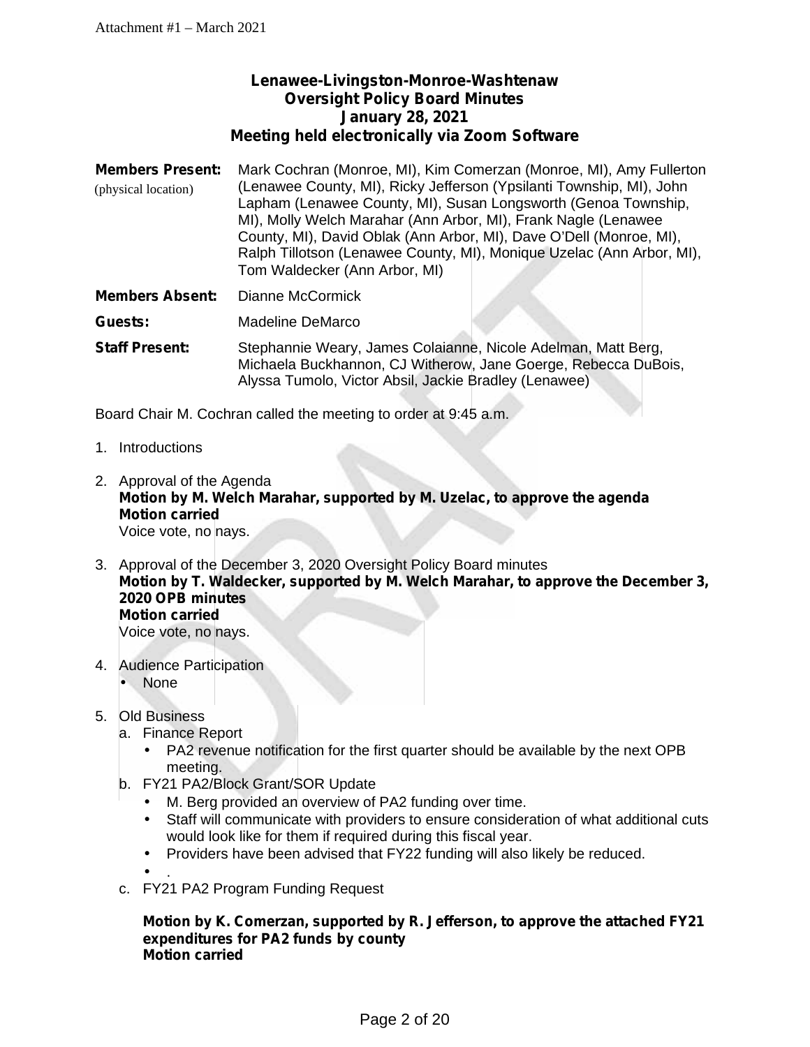Attachment #1 – March 2021

**Lenawee-Livingston-Monroe-Washtenaw**
**Oversight Policy Board Minutes**
**January 28, 2021**
**Meeting held electronically via Zoom Software**

**Members Present:** (physical location) Mark Cochran (Monroe, MI), Kim Comerzan (Monroe, MI), Amy Fullerton (Lenawee County, MI), Ricky Jefferson (Ypsilanti Township, MI), John Lapham (Lenawee County, MI), Susan Longsworth (Genoa Township, MI), Molly Welch Marahar (Ann Arbor, MI), Frank Nagle (Lenawee County, MI), David Oblak (Ann Arbor, MI), Dave O'Dell (Monroe, MI), Ralph Tillotson (Lenawee County, MI), Monique Uzelac (Ann Arbor, MI), Tom Waldecker (Ann Arbor, MI)

**Members Absent:** Dianne McCormick

**Guests:** Madeline DeMarco

**Staff Present:** Stephannie Weary, James Colaianne, Nicole Adelman, Matt Berg, Michaela Buckhannon, CJ Witherow, Jane Goerge, Rebecca DuBois, Alyssa Tumolo, Victor Absil, Jackie Bradley (Lenawee)

Board Chair M. Cochran called the meeting to order at 9:45 a.m.

1. Introductions
2. Approval of the Agenda
   **Motion by M. Welch Marahar, supported by M. Uzelac, to approve the agenda**
   **Motion carried**
   Voice vote, no nays.
3. Approval of the December 3, 2020 Oversight Policy Board minutes
   **Motion by T. Waldecker, supported by M. Welch Marahar, to approve the December 3, 2020 OPB minutes**
   **Motion carried**
   Voice vote, no nays.
4. Audience Participation
   - None
5. Old Business
   a. Finance Report
      - PA2 revenue notification for the first quarter should be available by the next OPB meeting.

   b. FY21 PA2/Block Grant/SOR Update
      - M. Berg provided an overview of PA2 funding over time.
      - Staff will communicate with providers to ensure consideration of what additional cuts would look like for them if required during this fiscal year.
      - Providers have been advised that FY22 funding will also likely be reduced.
      - .

   c. FY21 PA2 Program Funding Request

      **Motion by K. Comerzan, supported by R. Jefferson, to approve the attached FY21 expenditures for PA2 funds by county**
      **Motion carried**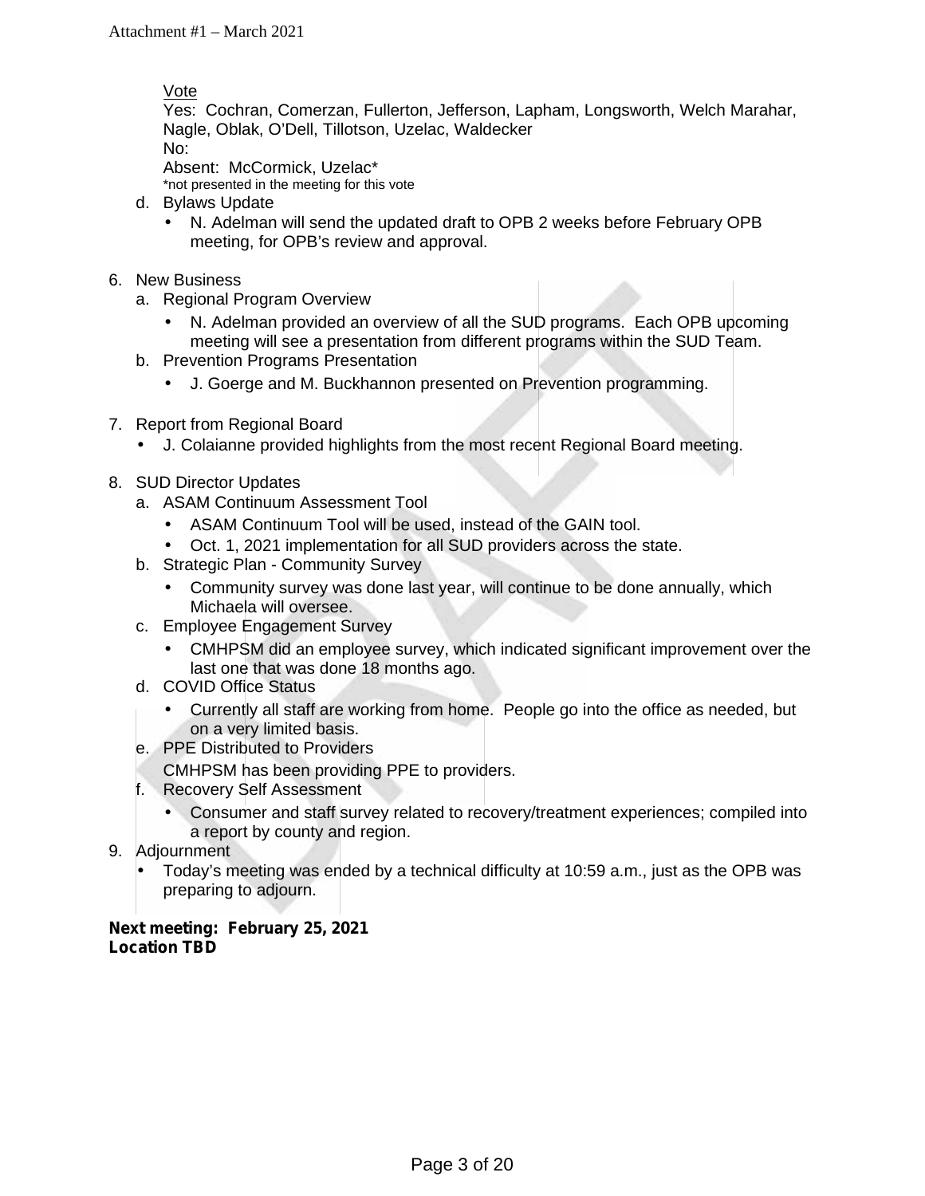Vote

Yes: Cochran, Comerzan, Fullerton, Jefferson, Lapham, Longsworth, Welch Marahar, Nagle, Oblak, O'Dell, Tillotson, Uzelac, Waldecker

No:

Absent: McCormick, Uzelac*

*not presented in the meeting for this vote

d. Bylaws Update
   - N. Adelman will send the updated draft to OPB 2 weeks before February OPB meeting, for OPB's review and approval.

6. New Business
   a. Regional Program Overview
      - N. Adelman provided an overview of all the SUD programs. Each OPB upcoming meeting will see a presentation from different programs within the SUD Team.
   b. Prevention Programs Presentation
      - J. Goerge and M. Buckhannon presented on Prevention programming.

7. Report from Regional Board
   - J. Colaianne provided highlights from the most recent Regional Board meeting.

8. SUD Director Updates
   a. ASAM Continuum Assessment Tool
      - ASAM Continuum Tool will be used, instead of the GAIN tool.
      - Oct. 1, 2021 implementation for all SUD providers across the state.
   b. Strategic Plan - Community Survey
      - Community survey was done last year, will continue to be done annually, which Michaela will oversee.
   c. Employee Engagement Survey
      - CMHPSM did an employee survey, which indicated significant improvement over the last one that was done 18 months ago.
   d. COVID Office Status
      - Currently all staff are working from home. People go into the office as needed, but on a very limited basis.
   e. PPE Distributed to Providers

      CMHPSM has been providing PPE to providers.
   f. Recovery Self Assessment
      - Consumer and staff survey related to recovery/treatment experiences; compiled into a report by county and region.

9. Adjournment
   - Today's meeting was ended by a technical difficulty at 10:59 a.m., just as the OPB was preparing to adjourn.

**Next meeting: February 25, 2021**
**Location TBD**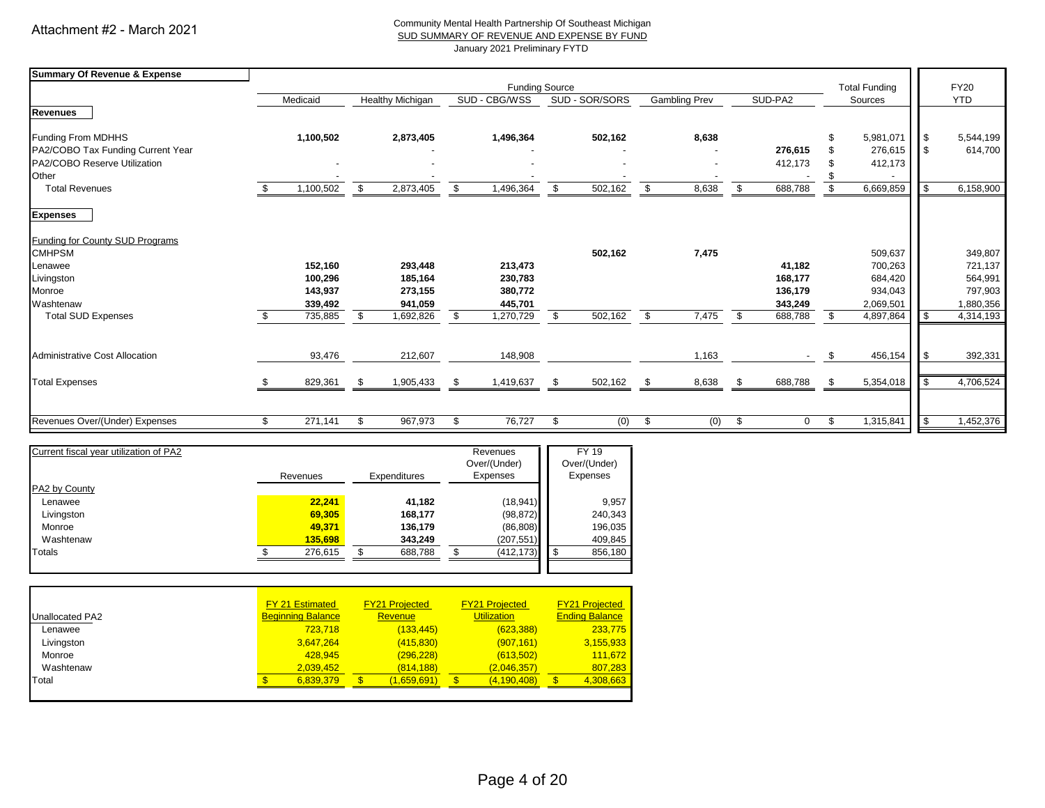Attachment #2 - March 2021

Community Mental Health Partnership Of Southeast Michigan
SUD SUMMARY OF REVENUE AND EXPENSE BY FUND
January 2021 Preliminary FYTD

| Summary Of Revenue & Expense | Funding Source | | | | | | Total Funding | FY20 |
|---|---|---|---|---|---|---|---|---|
| | Medicaid | Healthy Michigan | SUD - CBG/WSS | SUD - SOR/SORS | Gambling Prev | SUD-PA2 | Sources | YTD |
| **Revenues** | | | | | | | | |
| Funding From MDHHS | **1,100,502** | **2,873,405** | **1,496,364** | **502,162** | **8,638** | | $ 5,981,071 | $ 5,544,199 |
| PA2/COBO Tax Funding Current Year | | - | - | - | - | **276,615** | $ 276,615 | $ 614,700 |
| PA2/COBO Reserve Utilization | - | - | - | - | - | 412,173 | $ 412,173 | |
| Other | - | - | - | - | - | - | $ - | |
| Total Revenues | $ 1,100,502 | $ 2,873,405 | $ 1,496,364 | $ 502,162 | $ 8,638 | $ 688,788 | $ 6,669,859 | $ 6,158,900 |
| **Expenses** | | | | | | | | |
| Funding for County SUD Programs | | | | | | | | |
| CMHPSM | | | | **502,162** | **7,475** | | 509,637 | 349,807 |
| Lenawee | **152,160** | **293,448** | **213,473** | | | **41,182** | 700,263 | 721,137 |
| Livingston | **100,296** | **185,164** | **230,783** | | | **168,177** | 684,420 | 564,991 |
| Monroe | **143,937** | **273,155** | **380,772** | | | **136,179** | 934,043 | 797,903 |
| Washtenaw | **339,492** | **941,059** | **445,701** | | | **343,249** | 2,069,501 | 1,880,356 |
| Total SUD Expenses | $ 735,885 | $ 1,692,826 | $ 1,270,729 | $ 502,162 | $ 7,475 | $ 688,788 | $ 4,897,864 | $ 4,314,193 |
| Administrative Cost Allocation | 93,476 | 212,607 | 148,908 | | 1,163 | - | $ 456,154 | $ 392,331 |
| Total Expenses | $ 829,361 | $ 1,905,433 | $ 1,419,637 | $ 502,162 | $ 8,638 | $ 688,788 | $ 5,354,018 | $ 4,706,524 |
| Revenues Over/(Under) Expenses | $ 271,141 | $ 967,973 | $ 76,727 | $ (0) | $ (0) | $ 0 | $ 1,315,841 | $ 1,452,376 |

| Current fiscal year utilization of PA2 | Revenues | Expenditures | Revenues Over/(Under) Expenses | FY 19 Over/(Under) Expenses |
|---|---|---|---|---|
| PA2 by County | | | | |
| Lenawee | **22,241** | **41,182** | (18,941) | 9,957 |
| Livingston | **69,305** | **168,177** | (98,872) | 240,343 |
| Monroe | **49,371** | **136,179** | (86,808) | 196,035 |
| Washtenaw | **135,698** | **343,249** | (207,551) | 409,845 |
| Totals | $ 276,615 | $ 688,788 | $ (412,173) | $ 856,180 |

| Unallocated PA2 | FY 21 Estimated Beginning Balance | FY21 Projected Revenue | FY21 Projected Utilization | FY21 Projected Ending Balance |
|---|---|---|---|---|
| Lenawee | 723,718 | (133,445) | (623,388) | 233,775 |
| Livingston | 3,647,264 | (415,830) | (907,161) | 3,155,933 |
| Monroe | 428,945 | (296,228) | (613,502) | 111,672 |
| Washtenaw | 2,039,452 | (814,188) | (2,046,357) | 807,283 |
| Total | $ 6,839,379 | $ (1,659,691) | $ (4,190,408) | $ 4,308,663 |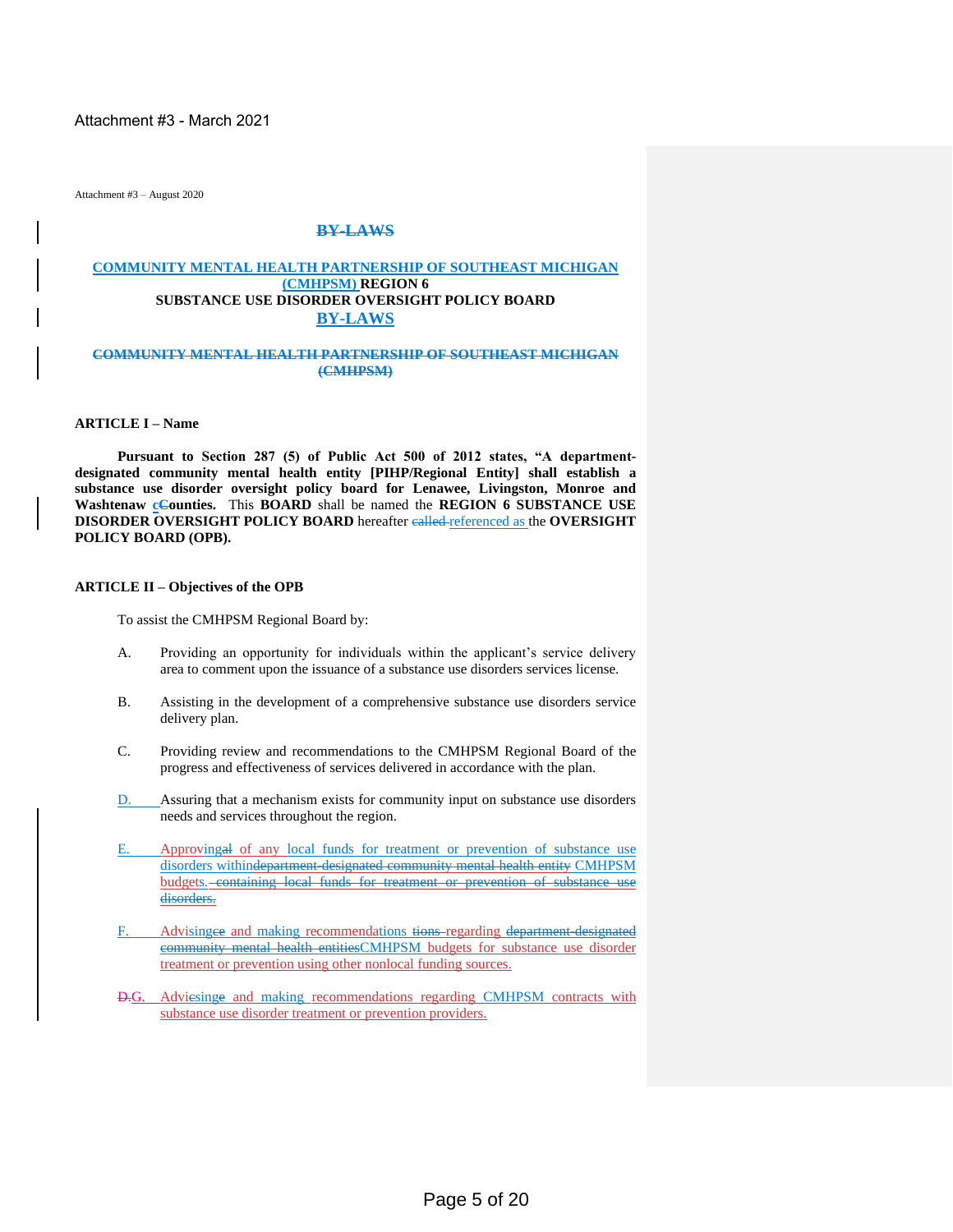Attachment #3 - March 2021

Attachment #3 – August 2020

# COMMUNITY MENTAL HEALTH PARTNERSHIP OF SOUTHEAST MICHIGAN (CMHPSM) REGION 6 SUBSTANCE USE DISORDER OVERSIGHT POLICY BOARD BY-LAWS

**ARTICLE I – Name**

**Pursuant to Section 287 (5) of Public Act 500 of 2012 states, "A department-designated community mental health entity [PIHP/Regional Entity] shall establish a substance use disorder oversight policy board for Lenawee, Livingston, Monroe and Washtenaw counties.** This **BOARD** shall be named the **REGION 6 SUBSTANCE USE DISORDER OVERSIGHT POLICY BOARD** hereafter referenced as the **OVERSIGHT POLICY BOARD (OPB).**

**ARTICLE II – Objectives of the OPB**

To assist the CMHPSM Regional Board by:

A. Providing an opportunity for individuals within the applicant's service delivery area to comment upon the issuance of a substance use disorders services license.

B. Assisting in the development of a comprehensive substance use disorders service delivery plan.

C. Providing review and recommendations to the CMHPSM Regional Board of the progress and effectiveness of services delivered in accordance with the plan.

D. Assuring that a mechanism exists for community input on substance use disorders needs and services throughout the region.

E. Approving of any local funds for treatment or prevention of substance use disorders within CMHPSM budgets.

F. Advising and making recommendations regarding CMHPSM budgets for substance use disorder treatment or prevention using other nonlocal funding sources.

G. Advising and making recommendations regarding CMHPSM contracts with substance use disorder treatment or prevention providers.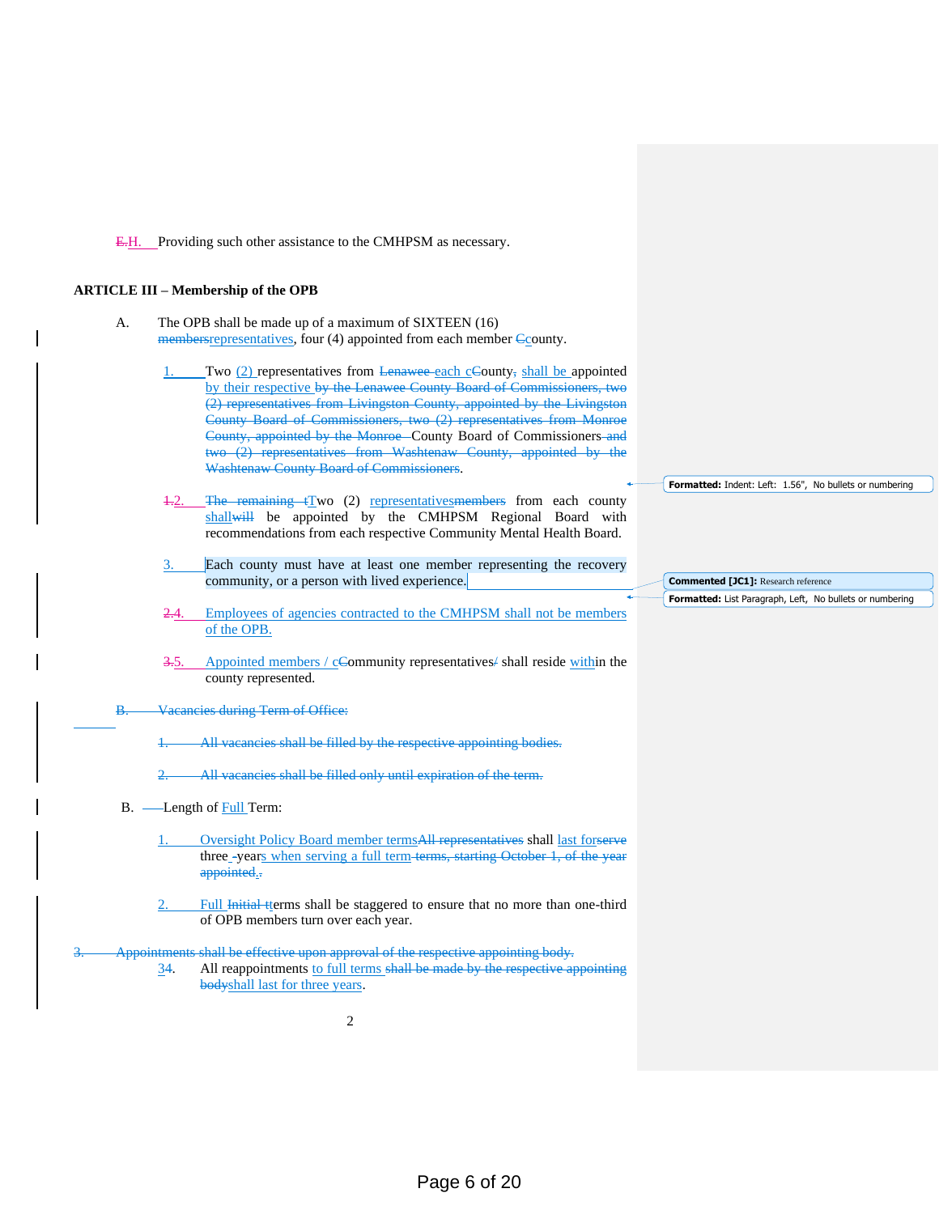E.H. Providing such other assistance to the CMHPSM as necessary.

**ARTICLE III – Membership of the OPB**

A. The OPB shall be made up of a maximum of SIXTEEN (16) membersrepresentatives, four (4) appointed from each member Ccounty.

1. Two (2) representatives from Lenawee each cCounty, shall be appointed by their respective by the Lenawee County Board of Commissioners, two (2) representatives from Livingston County, appointed by the Livingston County Board of Commissioners, two (2) representatives from Monroe County, appointed by the Monroe County Board of Commissioners and two (2) representatives from Washtenaw County, appointed by the Washtenaw County Board of Commissioners.

1.2. The remaining tTwo (2) representativesmembers from each county shallwill be appointed by the CMHPSM Regional Board with recommendations from each respective Community Mental Health Board.

3. Each county must have at least one member representing the recovery community, or a person with lived experience.

2.4. Employees of agencies contracted to the CMHPSM shall not be members of the OPB.

3.5. Appointed members / cCommunity representatives/ shall reside within the county represented.

B. Vacancies during Term of Office:

1. All vacancies shall be filled by the respective appointing bodies.

2. All vacancies shall be filled only until expiration of the term.

B. Length of Full Term:

1. Oversight Policy Board member termsAll representatives shall last forserve three -years when serving a full term terms, starting October 1, of the year appointed..

2. Full Initial tterms shall be staggered to ensure that no more than one-third of OPB members turn over each year.

3. Appointments shall be effective upon approval of the respective appointing body.

34. All reappointments to full terms shall be made by the respective appointing bodyshall last for three years.

Formatted: Indent: Left: 1.56", No bullets or numbering

Commented [JC1]: Research reference

Formatted: List Paragraph, Left, No bullets or numbering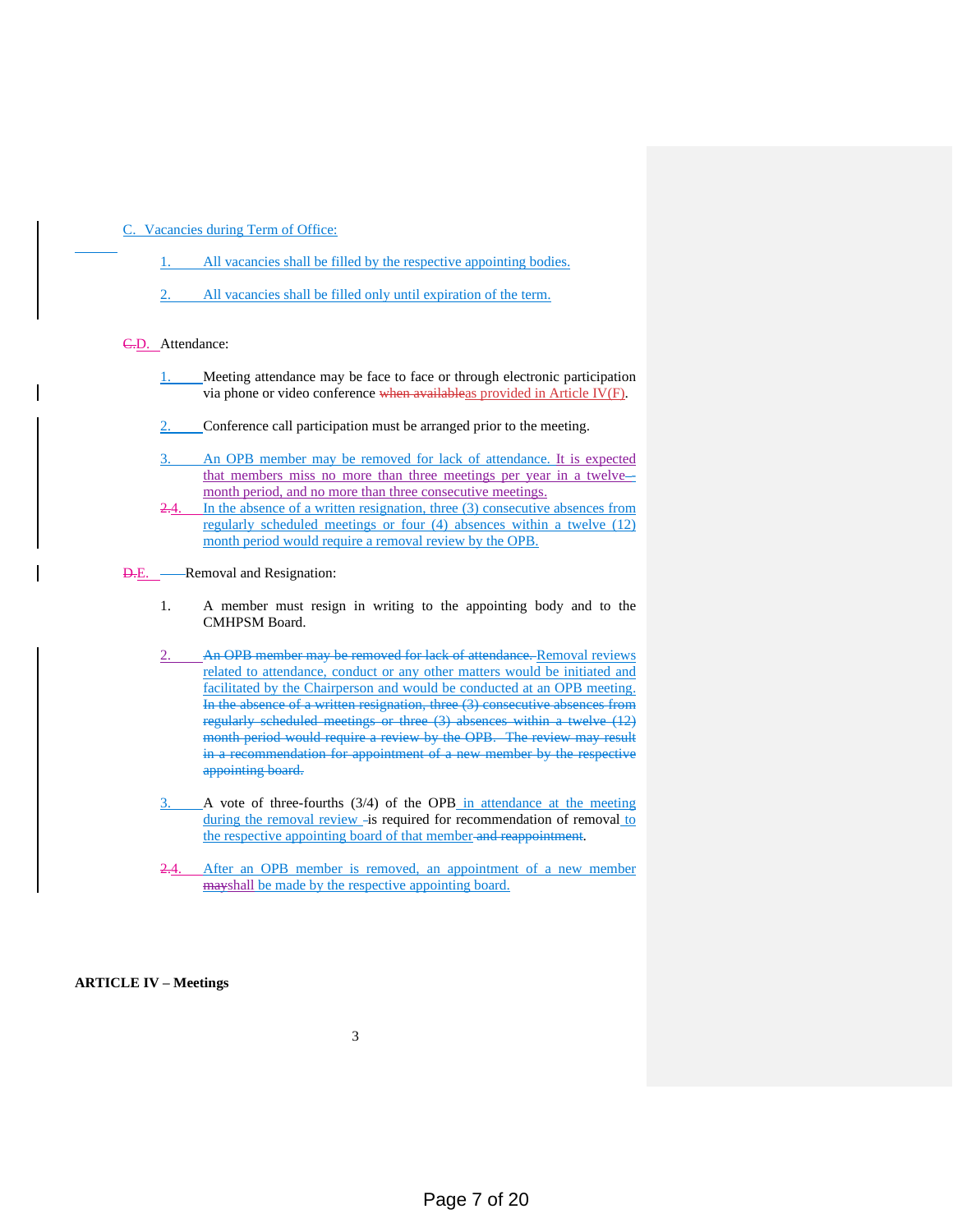C. Vacancies during Term of Office:

1. All vacancies shall be filled by the respective appointing bodies.

2. All vacancies shall be filled only until expiration of the term.

~~C.~~D. Attendance:

1. Meeting attendance may be face to face or through electronic participation via phone or video conference ~~when available~~as provided in Article IV(F).

2. Conference call participation must be arranged prior to the meeting.

3. An OPB member may be removed for lack of attendance. It is expected that members miss no more than three meetings per year in a twelve-month period, and no more than three consecutive meetings.

~~2.~~4. In the absence of a written resignation, three (3) consecutive absences from regularly scheduled meetings or four (4) absences within a twelve (12) month period would require a removal review by the OPB.

~~D.~~E. Removal and Resignation:

1. A member must resign in writing to the appointing body and to the CMHPSM Board.

2. ~~An OPB member may be removed for lack of attendance.~~ Removal reviews related to attendance, conduct or any other matters would be initiated and facilitated by the Chairperson and would be conducted at an OPB meeting. ~~In the absence of a written resignation, three (3) consecutive absences from regularly scheduled meetings or three (3) absences within a twelve (12) month period would require a review by the OPB. The review may result in a recommendation for appointment of a new member by the respective appointing board.~~

3. A vote of three-fourths (3/4) of the OPB in attendance at the meeting during the removal review is required for recommendation of removal to the respective appointing board of that member ~~and reappointment~~.

~~2.~~4. After an OPB member is removed, an appointment of a new member ~~may~~shall be made by the respective appointing board.

**ARTICLE IV – Meetings**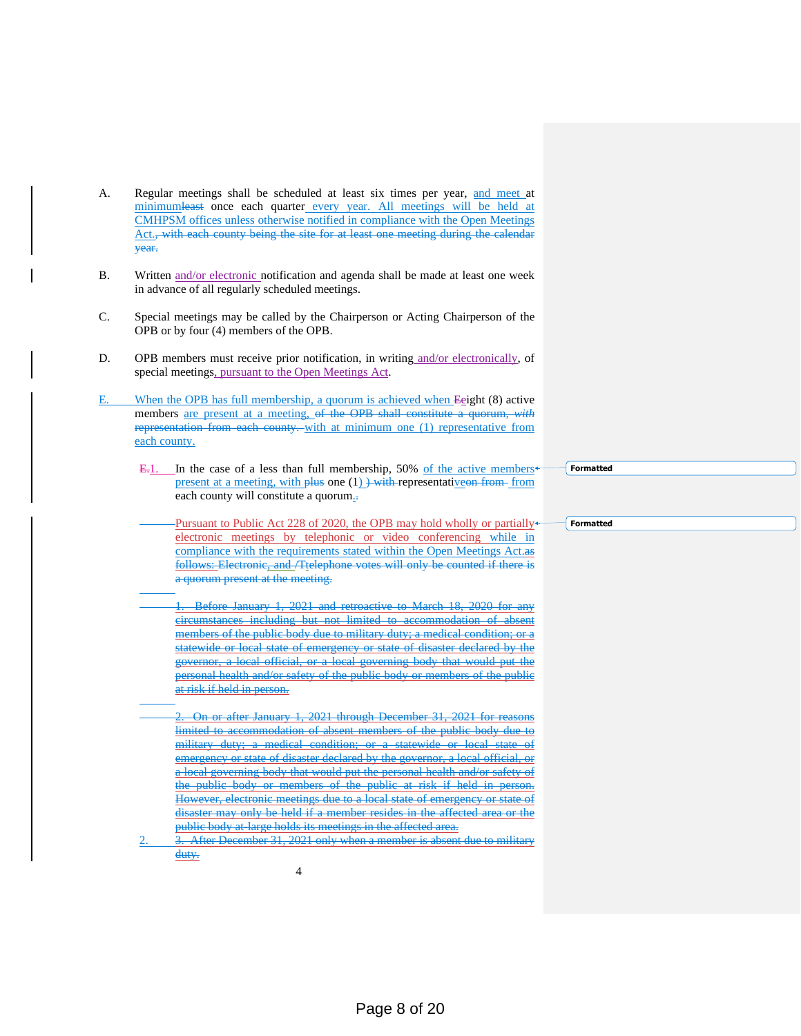A. Regular meetings shall be scheduled at least six times per year, and meet at minimum~~least~~ once each quarter every year. All meetings will be held at CMHPSM offices unless otherwise notified in compliance with the Open Meetings Act.~~, with each county being the site for at least one meeting during the calendar year.~~

B. Written and/or electronic notification and agenda shall be made at least one week in advance of all regularly scheduled meetings.

C. Special meetings may be called by the Chairperson or Acting Chairperson of the OPB or by four (4) members of the OPB.

D. OPB members must receive prior notification, in writing and/or electronically, of special meetings, pursuant to the Open Meetings Act.

E. When the OPB has full membership, a quorum is achieved when ~~E~~eight (8) active members are present at a meeting, ~~of the OPB shall constitute a quorum, *with representation from each county.*~~ with at minimum one (1) representative from each county.

~~F.~~1. In the case of a less than full membership, 50% of the active members present at a meeting, with ~~plus~~ one (1) ~~) with~~ representative~~on from~~ from each county will constitute a quorum.~~:~~

Pursuant to Public Act 228 of 2020, the OPB may hold wholly or partially electronic meetings by telephonic or video conferencing while in compliance with the requirements stated within the Open Meetings Act.~~as follows: Electronic, and /Ttelephone votes will only be counted if there is a quorum present at the meeting.~~

~~1. Before January 1, 2021 and retroactive to March 18, 2020 for any circumstances including but not limited to accommodation of absent members of the public body due to military duty; a medical condition; or a statewide or local state of emergency or state of disaster declared by the governor, a local official, or a local governing body that would put the personal health and/or safety of the public body or members of the public at risk if held in person.~~

~~2. On or after January 1, 2021 through December 31, 2021 for reasons limited to accommodation of absent members of the public body due to military duty; a medical condition; or a statewide or local state of emergency or state of disaster declared by the governor, a local official, or a local governing body that would put the personal health and/or safety of the public body or members of the public at risk if held in person. However, electronic meetings due to a local state of emergency or state of disaster may only be held if a member resides in the affected area or the public body at-large holds its meetings in the affected area.~~

2. ~~3. After December 31, 2021 only when a member is absent due to military duty.~~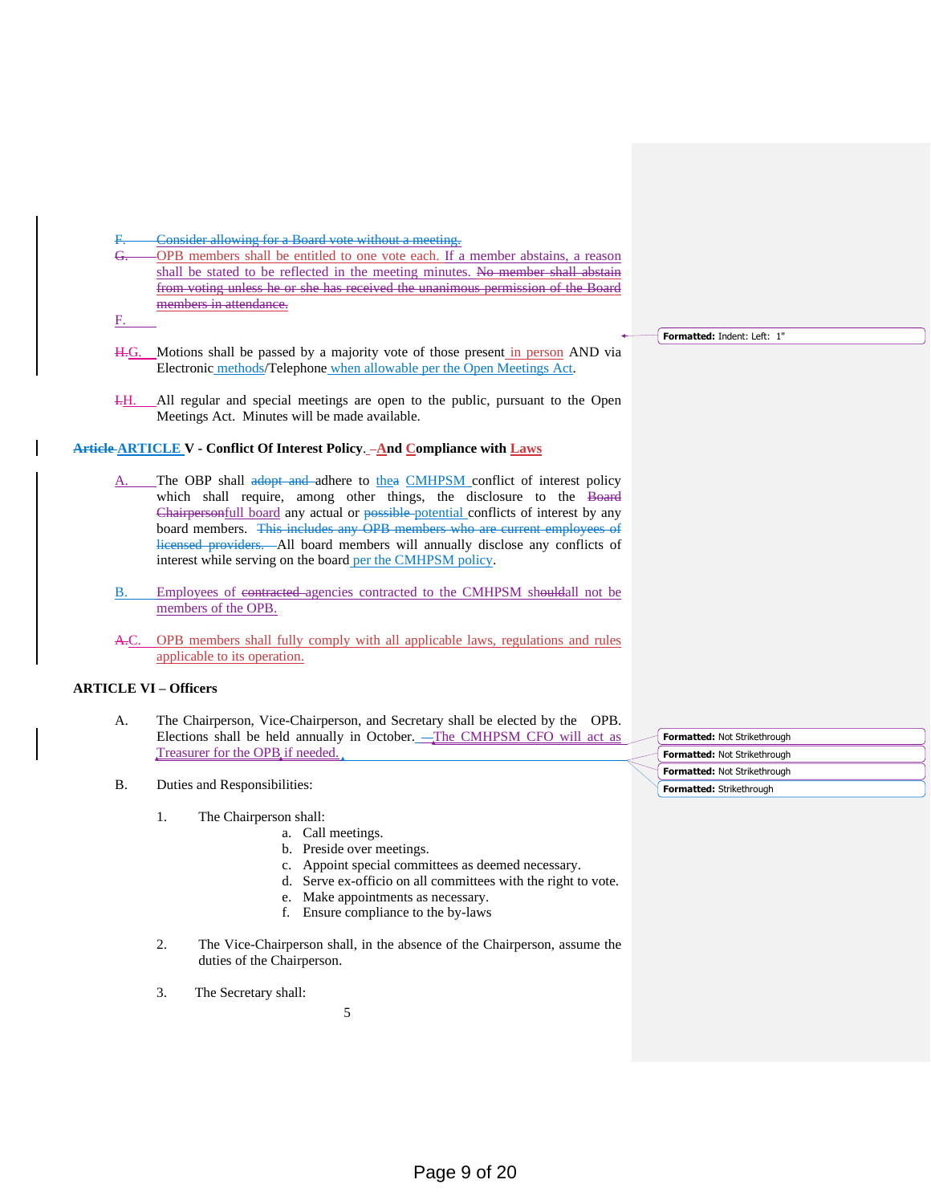F. Consider allowing for a Board vote without a meeting.

G. OPB members shall be entitled to one vote each. If a member abstains, a reason shall be stated to be reflected in the meeting minutes. No member shall abstain from voting unless he or she has received the unanimous permission of the Board members in attendance.

F.

H.G. Motions shall be passed by a majority vote of those present in person AND via Electronic methods/Telephone when allowable per the Open Meetings Act.

I.H. All regular and special meetings are open to the public, pursuant to the Open Meetings Act. Minutes will be made available.

**Article ARTICLE V - Conflict Of Interest Policy. –And Compliance with Laws**

A. The OBP shall adopt and adhere to thea CMHPSM conflict of interest policy which shall require, among other things, the disclosure to the Board Chairpersonfull board any actual or possible potential conflicts of interest by any board members. This includes any OPB members who are current employees of licensed providers. All board members will annually disclose any conflicts of interest while serving on the board per the CMHPSM policy.

B. Employees of contracted agencies contracted to the CMHPSM shouldall not be members of the OPB.

A.C. OPB members shall fully comply with all applicable laws, regulations and rules applicable to its operation.

**ARTICLE VI – Officers**

A. The Chairperson, Vice-Chairperson, and Secretary shall be elected by the OPB. Elections shall be held annually in October. —The CMHPSM CFO will act as Treasurer for the OPB if needed.

B. Duties and Responsibilities:

1. The Chairperson shall:
   a. Call meetings.
   b. Preside over meetings.
   c. Appoint special committees as deemed necessary.
   d. Serve ex-officio on all committees with the right to vote.
   e. Make appointments as necessary.
   f. Ensure compliance to the by-laws

2. The Vice-Chairperson shall, in the absence of the Chairperson, assume the duties of the Chairperson.

3. The Secretary shall:

Formatted: Indent: Left: 1"

Formatted: Not Strikethrough

Formatted: Not Strikethrough

Formatted: Not Strikethrough

Formatted: Strikethrough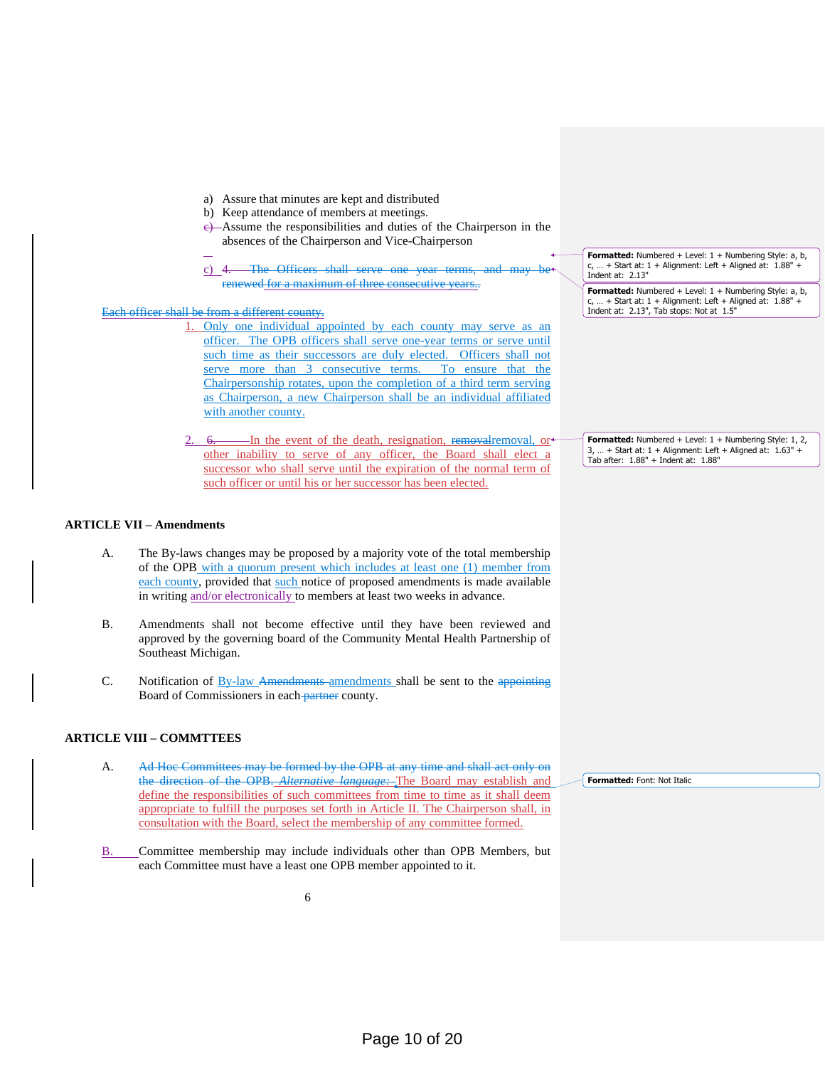a) Assure that minutes are kept and distributed
b) Keep attendance of members at meetings.
c) Assume the responsibilities and duties of the Chairperson in the absences of the Chairperson and Vice-Chairperson

c) 4. The Officers shall serve one year terms, and may be renewed for a maximum of three consecutive years.

Each officer shall be from a different county.

1. Only one individual appointed by each county may serve as an officer. The OPB officers shall serve one-year terms or serve until such time as their successors are duly elected. Officers shall not serve more than 3 consecutive terms. To ensure that the Chairpersonship rotates, upon the completion of a third term serving as Chairperson, a new Chairperson shall be an individual affiliated with another county.

2. 6. In the event of the death, resignation, removalremoval, or other inability to serve of any officer, the Board shall elect a successor who shall serve until the expiration of the normal term of such officer or until his or her successor has been elected.

**ARTICLE VII – Amendments**

A. The By-laws changes may be proposed by a majority vote of the total membership of the OPB with a quorum present which includes at least one (1) member from each county, provided that such notice of proposed amendments is made available in writing and/or electronically to members at least two weeks in advance.

B. Amendments shall not become effective until they have been reviewed and approved by the governing board of the Community Mental Health Partnership of Southeast Michigan.

C. Notification of By-law Amendments amendments shall be sent to the appointing Board of Commissioners in each partner county.

**ARTICLE VIII – COMMTTEES**

A. Ad Hoc Committees may be formed by the OPB at any time and shall act only on the direction of the OPB. *Alternative language:* The Board may establish and define the responsibilities of such committees from time to time as it shall deem appropriate to fulfill the purposes set forth in Article II. The Chairperson shall, in consultation with the Board, select the membership of any committee formed.

B. Committee membership may include individuals other than OPB Members, but each Committee must have a least one OPB member appointed to it.

Formatted: Numbered + Level: 1 + Numbering Style: a, b, c, … + Start at: 1 + Alignment: Left + Aligned at: 1.88" + Indent at: 2.13"

Formatted: Numbered + Level: 1 + Numbering Style: a, b, c, … + Start at: 1 + Alignment: Left + Aligned at: 1.88" + Indent at: 2.13", Tab stops: Not at 1.5"

Formatted: Numbered + Level: 1 + Numbering Style: 1, 2, 3, … + Start at: 1 + Alignment: Left + Aligned at: 1.63" + Tab after: 1.88" + Indent at: 1.88"

Formatted: Font: Not Italic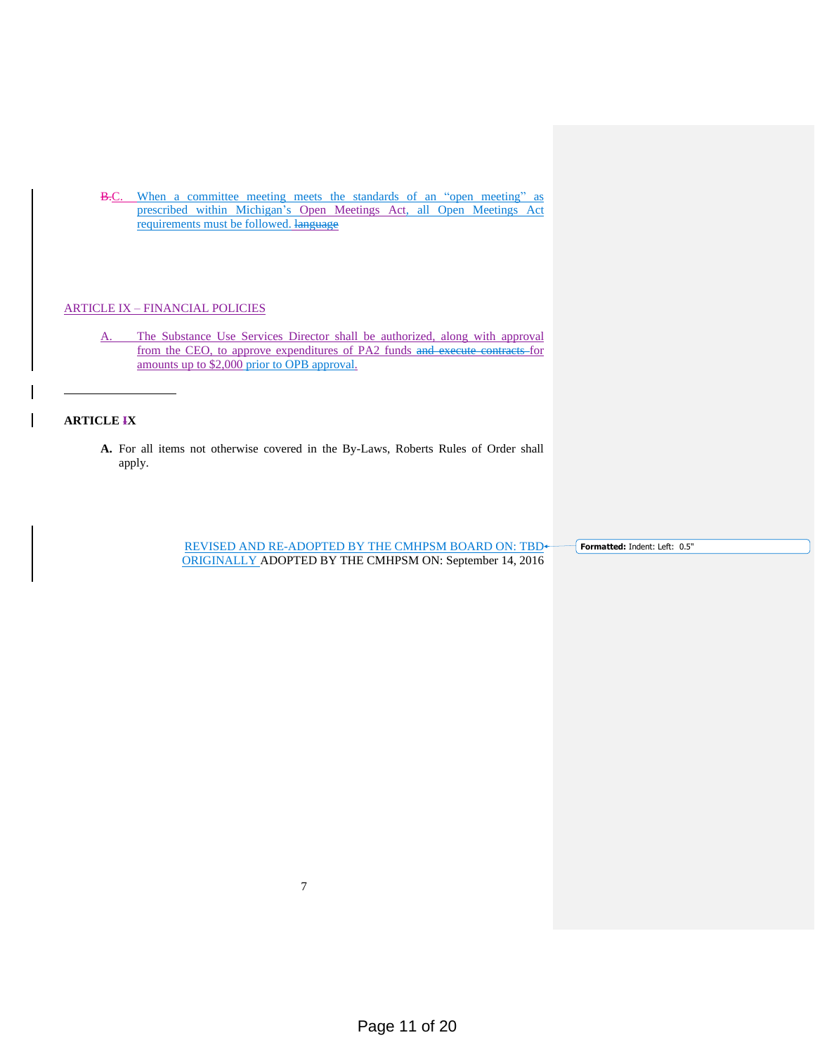B.C. When a committee meeting meets the standards of an "open meeting" as prescribed within Michigan's Open Meetings Act, all Open Meetings Act requirements must be followed. language

ARTICLE IX – FINANCIAL POLICIES

A. The Substance Use Services Director shall be authorized, along with approval from the CEO, to approve expenditures of PA2 funds and execute contracts for amounts up to $2,000 prior to OPB approval.

---

**ARTICLE IX**

**A.** For all items not otherwise covered in the By-Laws, Roberts Rules of Order shall apply.

REVISED AND RE-ADOPTED BY THE CMHPSM BOARD ON: TBD
ORIGINALLY ADOPTED BY THE CMHPSM ON: September 14, 2016

Formatted: Indent: Left: 0.5"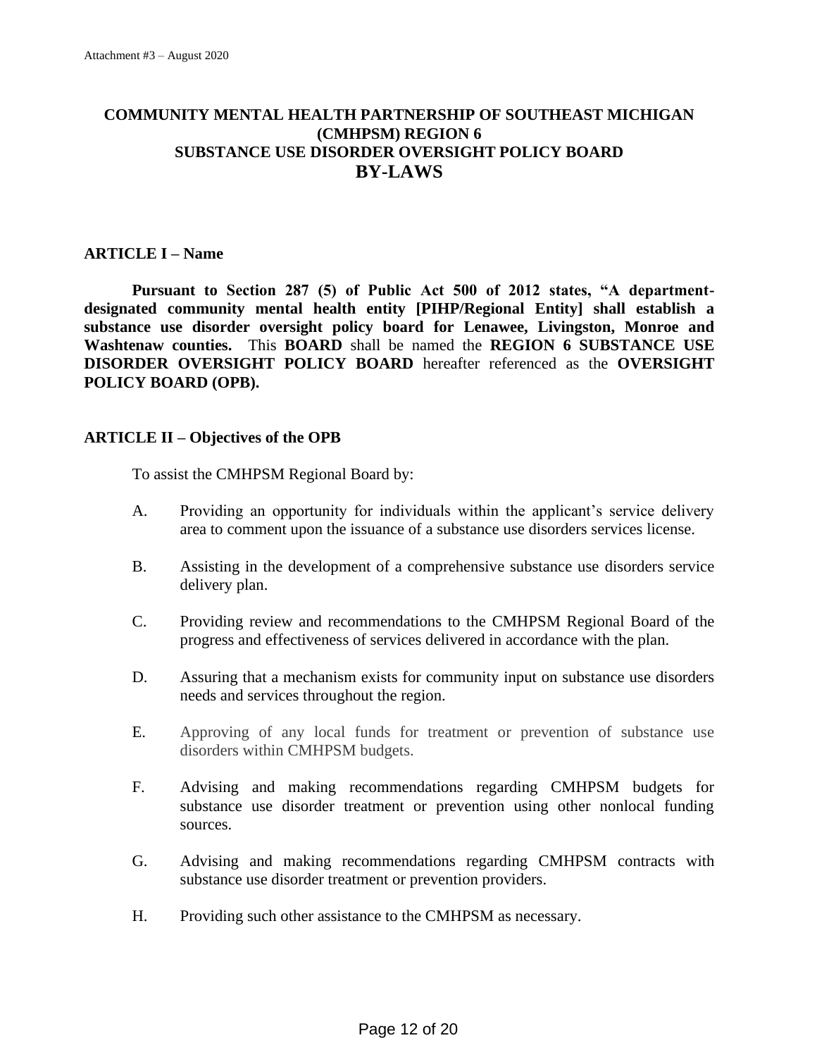# COMMUNITY MENTAL HEALTH PARTNERSHIP OF SOUTHEAST MICHIGAN (CMHPSM) REGION 6 SUBSTANCE USE DISORDER OVERSIGHT POLICY BOARD BY-LAWS

## ARTICLE I – Name

**Pursuant to Section 287 (5) of Public Act 500 of 2012 states, "A department-designated community mental health entity [PIHP/Regional Entity] shall establish a substance use disorder oversight policy board for Lenawee, Livingston, Monroe and Washtenaw counties.** This **BOARD** shall be named the **REGION 6 SUBSTANCE USE DISORDER OVERSIGHT POLICY BOARD** hereafter referenced as the **OVERSIGHT POLICY BOARD (OPB).**

## ARTICLE II – Objectives of the OPB

To assist the CMHPSM Regional Board by:

A. Providing an opportunity for individuals within the applicant's service delivery area to comment upon the issuance of a substance use disorders services license.

B. Assisting in the development of a comprehensive substance use disorders service delivery plan.

C. Providing review and recommendations to the CMHPSM Regional Board of the progress and effectiveness of services delivered in accordance with the plan.

D. Assuring that a mechanism exists for community input on substance use disorders needs and services throughout the region.

E. Approving of any local funds for treatment or prevention of substance use disorders within CMHPSM budgets.

F. Advising and making recommendations regarding CMHPSM budgets for substance use disorder treatment or prevention using other nonlocal funding sources.

G. Advising and making recommendations regarding CMHPSM contracts with substance use disorder treatment or prevention providers.

H. Providing such other assistance to the CMHPSM as necessary.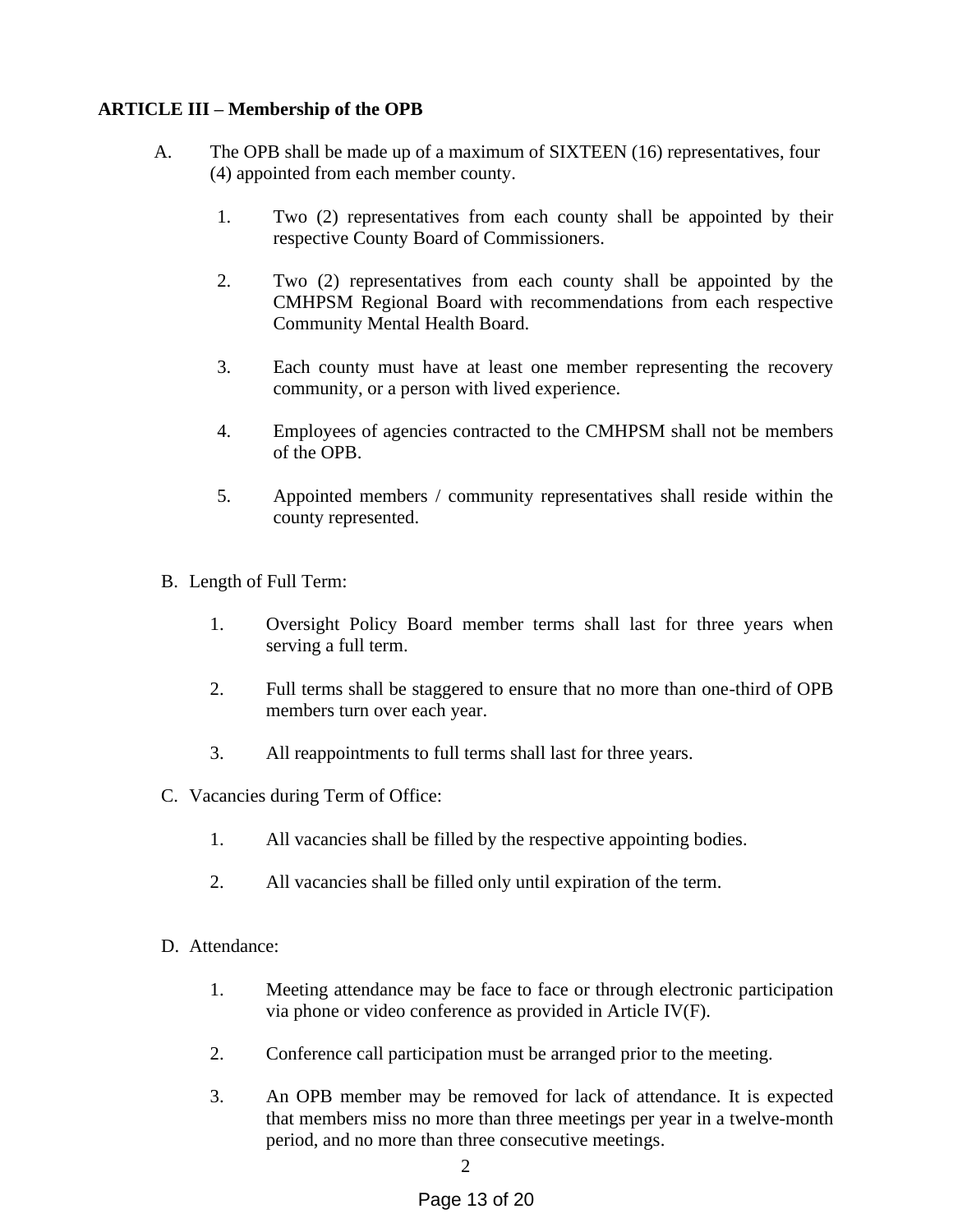**ARTICLE III – Membership of the OPB**

A. The OPB shall be made up of a maximum of SIXTEEN (16) representatives, four (4) appointed from each member county.

   1. Two (2) representatives from each county shall be appointed by their respective County Board of Commissioners.

   2. Two (2) representatives from each county shall be appointed by the CMHPSM Regional Board with recommendations from each respective Community Mental Health Board.

   3. Each county must have at least one member representing the recovery community, or a person with lived experience.

   4. Employees of agencies contracted to the CMHPSM shall not be members of the OPB.

   5. Appointed members / community representatives shall reside within the county represented.

B. Length of Full Term:

   1. Oversight Policy Board member terms shall last for three years when serving a full term.

   2. Full terms shall be staggered to ensure that no more than one-third of OPB members turn over each year.

   3. All reappointments to full terms shall last for three years.

C. Vacancies during Term of Office:

   1. All vacancies shall be filled by the respective appointing bodies.

   2. All vacancies shall be filled only until expiration of the term.

D. Attendance:

   1. Meeting attendance may be face to face or through electronic participation via phone or video conference as provided in Article IV(F).

   2. Conference call participation must be arranged prior to the meeting.

   3. An OPB member may be removed for lack of attendance. It is expected that members miss no more than three meetings per year in a twelve-month period, and no more than three consecutive meetings.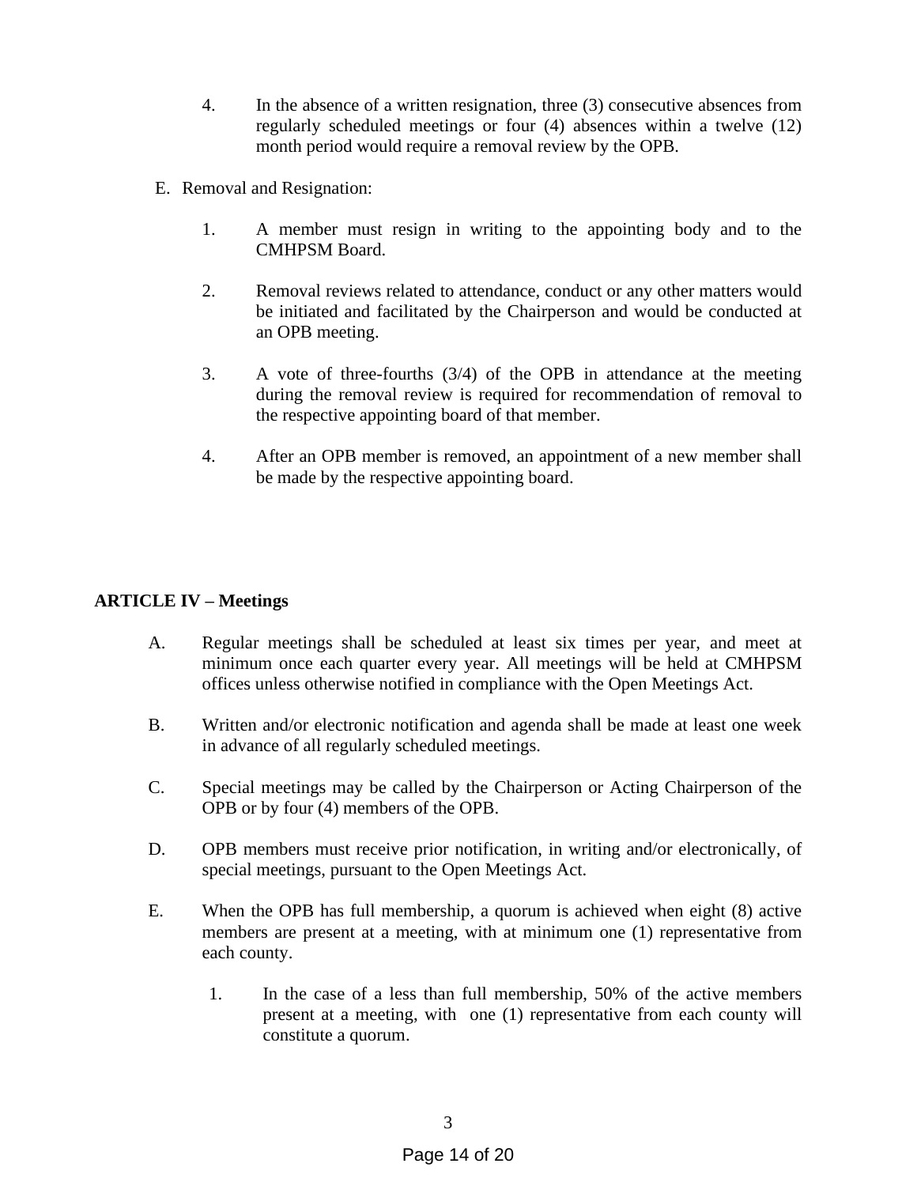4. In the absence of a written resignation, three (3) consecutive absences from regularly scheduled meetings or four (4) absences within a twelve (12) month period would require a removal review by the OPB.

E. Removal and Resignation:

1. A member must resign in writing to the appointing body and to the CMHPSM Board.

2. Removal reviews related to attendance, conduct or any other matters would be initiated and facilitated by the Chairperson and would be conducted at an OPB meeting.

3. A vote of three-fourths (3/4) of the OPB in attendance at the meeting during the removal review is required for recommendation of removal to the respective appointing board of that member.

4. After an OPB member is removed, an appointment of a new member shall be made by the respective appointing board.

**ARTICLE IV – Meetings**

A. Regular meetings shall be scheduled at least six times per year, and meet at minimum once each quarter every year. All meetings will be held at CMHPSM offices unless otherwise notified in compliance with the Open Meetings Act.

B. Written and/or electronic notification and agenda shall be made at least one week in advance of all regularly scheduled meetings.

C. Special meetings may be called by the Chairperson or Acting Chairperson of the OPB or by four (4) members of the OPB.

D. OPB members must receive prior notification, in writing and/or electronically, of special meetings, pursuant to the Open Meetings Act.

E. When the OPB has full membership, a quorum is achieved when eight (8) active members are present at a meeting, with at minimum one (1) representative from each county.

   1. In the case of a less than full membership, 50% of the active members present at a meeting, with one (1) representative from each county will constitute a quorum.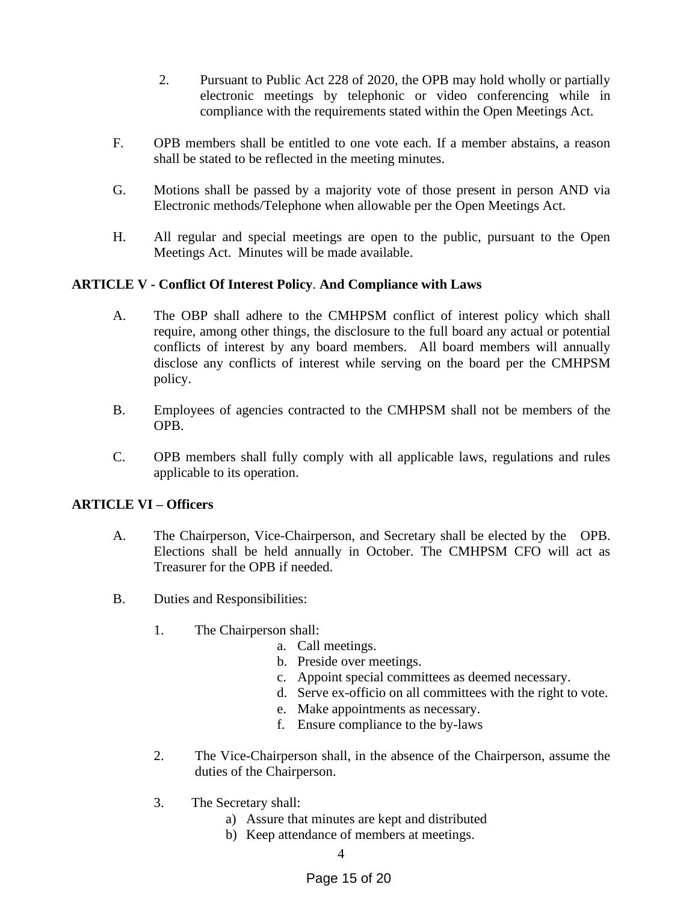2. Pursuant to Public Act 228 of 2020, the OPB may hold wholly or partially electronic meetings by telephonic or video conferencing while in compliance with the requirements stated within the Open Meetings Act.

F. OPB members shall be entitled to one vote each. If a member abstains, a reason shall be stated to be reflected in the meeting minutes.

G. Motions shall be passed by a majority vote of those present in person AND via Electronic methods/Telephone when allowable per the Open Meetings Act.

H. All regular and special meetings are open to the public, pursuant to the Open Meetings Act. Minutes will be made available.

**ARTICLE V - Conflict Of Interest Policy**. **And Compliance with Laws**

A. The OBP shall adhere to the CMHPSM conflict of interest policy which shall require, among other things, the disclosure to the full board any actual or potential conflicts of interest by any board members. All board members will annually disclose any conflicts of interest while serving on the board per the CMHPSM policy.

B. Employees of agencies contracted to the CMHPSM shall not be members of the OPB.

C. OPB members shall fully comply with all applicable laws, regulations and rules applicable to its operation.

**ARTICLE VI – Officers**

A. The Chairperson, Vice-Chairperson, and Secretary shall be elected by the OPB. Elections shall be held annually in October. The CMHPSM CFO will act as Treasurer for the OPB if needed.

B. Duties and Responsibilities:

1. The Chairperson shall:
    a. Call meetings.
    b. Preside over meetings.
    c. Appoint special committees as deemed necessary.
    d. Serve ex-officio on all committees with the right to vote.
    e. Make appointments as necessary.
    f. Ensure compliance to the by-laws

2. The Vice-Chairperson shall, in the absence of the Chairperson, assume the duties of the Chairperson.

3. The Secretary shall:
    a) Assure that minutes are kept and distributed
    b) Keep attendance of members at meetings.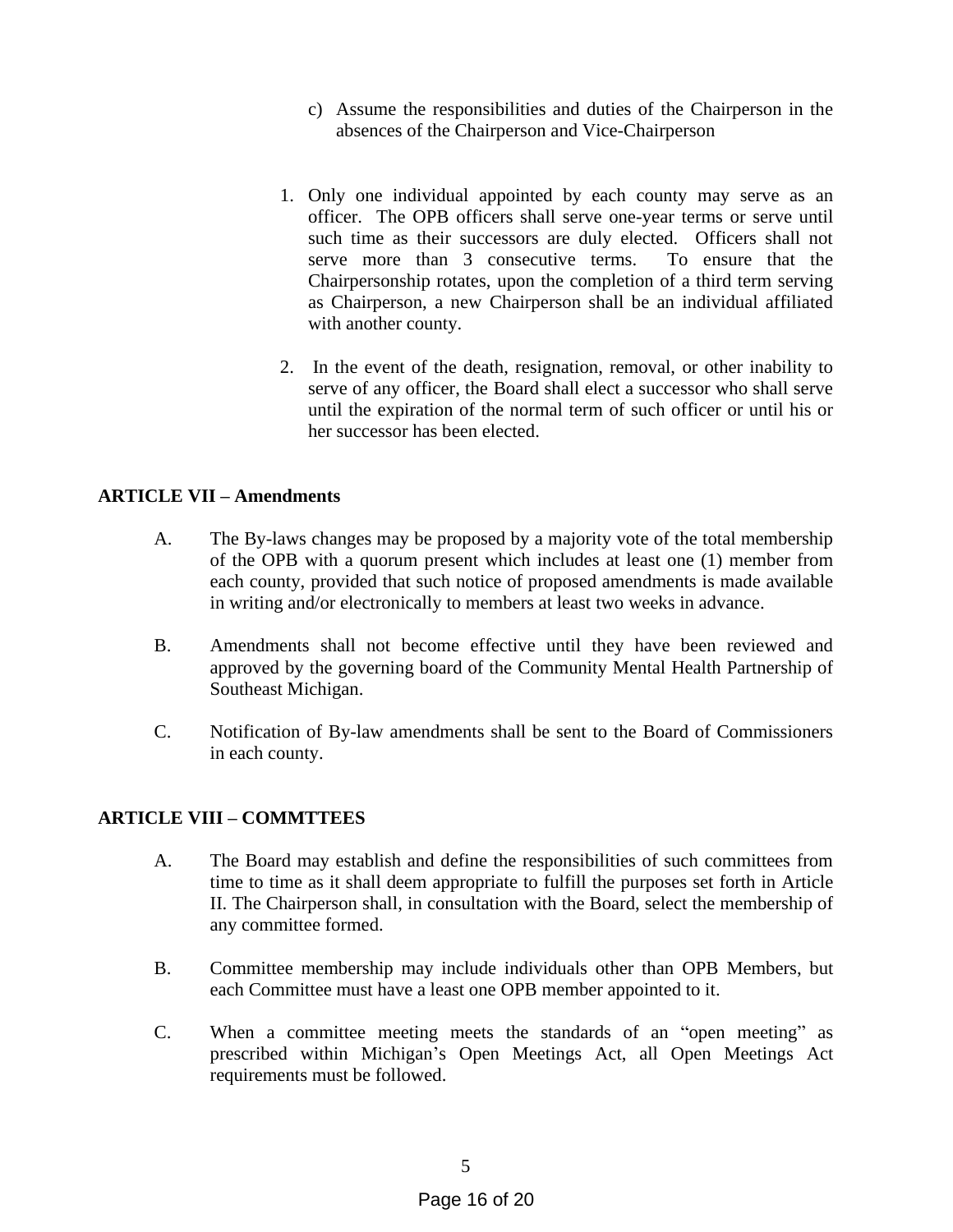c) Assume the responsibilities and duties of the Chairperson in the absences of the Chairperson and Vice-Chairperson

1. Only one individual appointed by each county may serve as an officer. The OPB officers shall serve one-year terms or serve until such time as their successors are duly elected. Officers shall not serve more than 3 consecutive terms. To ensure that the Chairpersonship rotates, upon the completion of a third term serving as Chairperson, a new Chairperson shall be an individual affiliated with another county.

2. In the event of the death, resignation, removal, or other inability to serve of any officer, the Board shall elect a successor who shall serve until the expiration of the normal term of such officer or until his or her successor has been elected.

**ARTICLE VII – Amendments**

A. The By-laws changes may be proposed by a majority vote of the total membership of the OPB with a quorum present which includes at least one (1) member from each county, provided that such notice of proposed amendments is made available in writing and/or electronically to members at least two weeks in advance.

B. Amendments shall not become effective until they have been reviewed and approved by the governing board of the Community Mental Health Partnership of Southeast Michigan.

C. Notification of By-law amendments shall be sent to the Board of Commissioners in each county.

**ARTICLE VIII – COMMTTEES**

A. The Board may establish and define the responsibilities of such committees from time to time as it shall deem appropriate to fulfill the purposes set forth in Article II. The Chairperson shall, in consultation with the Board, select the membership of any committee formed.

B. Committee membership may include individuals other than OPB Members, but each Committee must have a least one OPB member appointed to it.

C. When a committee meeting meets the standards of an "open meeting" as prescribed within Michigan's Open Meetings Act, all Open Meetings Act requirements must be followed.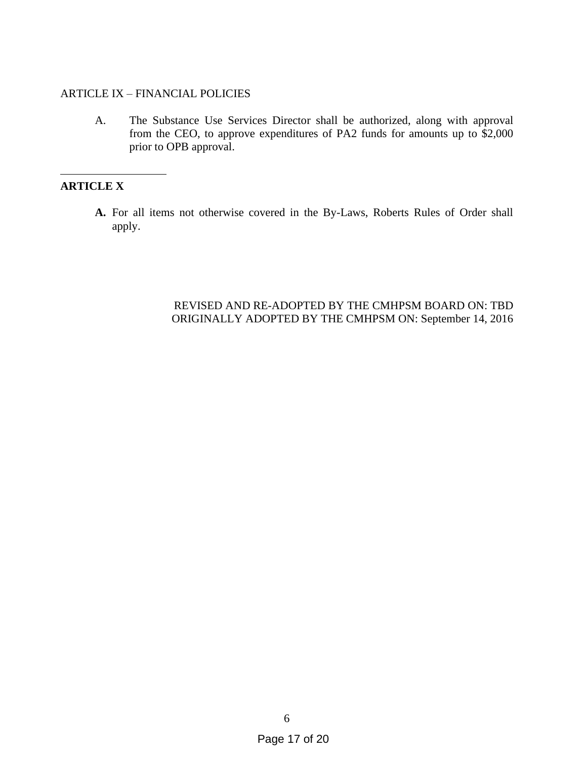ARTICLE IX – FINANCIAL POLICIES

A. The Substance Use Services Director shall be authorized, along with approval from the CEO, to approve expenditures of PA2 funds for amounts up to $2,000 prior to OPB approval.

---

**ARTICLE X**

**A.** For all items not otherwise covered in the By-Laws, Roberts Rules of Order shall apply.

REVISED AND RE-ADOPTED BY THE CMHPSM BOARD ON: TBD
ORIGINALLY ADOPTED BY THE CMHPSM ON: September 14, 2016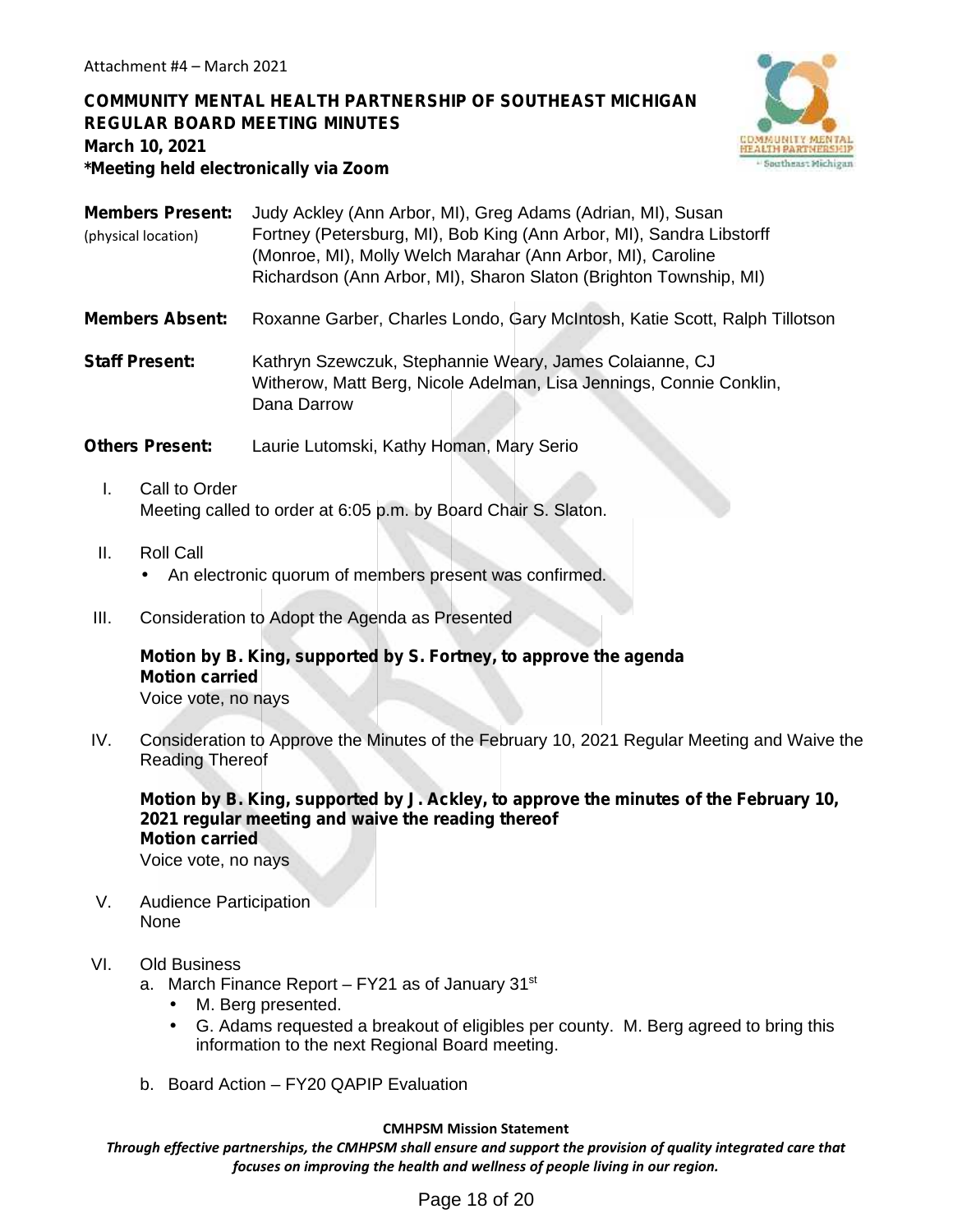Attachment #4 – March 2021

**COMMUNITY MENTAL HEALTH PARTNERSHIP OF SOUTHEAST MICHIGAN**
**REGULAR BOARD MEETING MINUTES**
**March 10, 2021**
***Meeting held electronically via Zoom**

**Members Present:** (physical location) Judy Ackley (Ann Arbor, MI), Greg Adams (Adrian, MI), Susan Fortney (Petersburg, MI), Bob King (Ann Arbor, MI), Sandra Libstorff (Monroe, MI), Molly Welch Marahar (Ann Arbor, MI), Caroline Richardson (Ann Arbor, MI), Sharon Slaton (Brighton Township, MI)

**Members Absent:** Roxanne Garber, Charles Londo, Gary McIntosh, Katie Scott, Ralph Tillotson

**Staff Present:** Kathryn Szewczuk, Stephannie Weary, James Colaianne, CJ Witherow, Matt Berg, Nicole Adelman, Lisa Jennings, Connie Conklin, Dana Darrow

**Others Present:** Laurie Lutomski, Kathy Homan, Mary Serio

I. Call to Order
Meeting called to order at 6:05 p.m. by Board Chair S. Slaton.

II. Roll Call
- An electronic quorum of members present was confirmed.

III. Consideration to Adopt the Agenda as Presented

**Motion by B. King, supported by S. Fortney, to approve the agenda**
**Motion carried**
Voice vote, no nays

IV. Consideration to Approve the Minutes of the February 10, 2021 Regular Meeting and Waive the Reading Thereof

**Motion by B. King, supported by J. Ackley, to approve the minutes of the February 10, 2021 regular meeting and waive the reading thereof**
**Motion carried**
Voice vote, no nays

V. Audience Participation
None

VI. Old Business
a. March Finance Report – FY21 as of January 31st
- M. Berg presented.
- G. Adams requested a breakout of eligibles per county. M. Berg agreed to bring this information to the next Regional Board meeting.

b. Board Action – FY20 QAPIP Evaluation

**CMHPSM Mission Statement**
*Through effective partnerships, the CMHPSM shall ensure and support the provision of quality integrated care that focuses on improving the health and wellness of people living in our region.*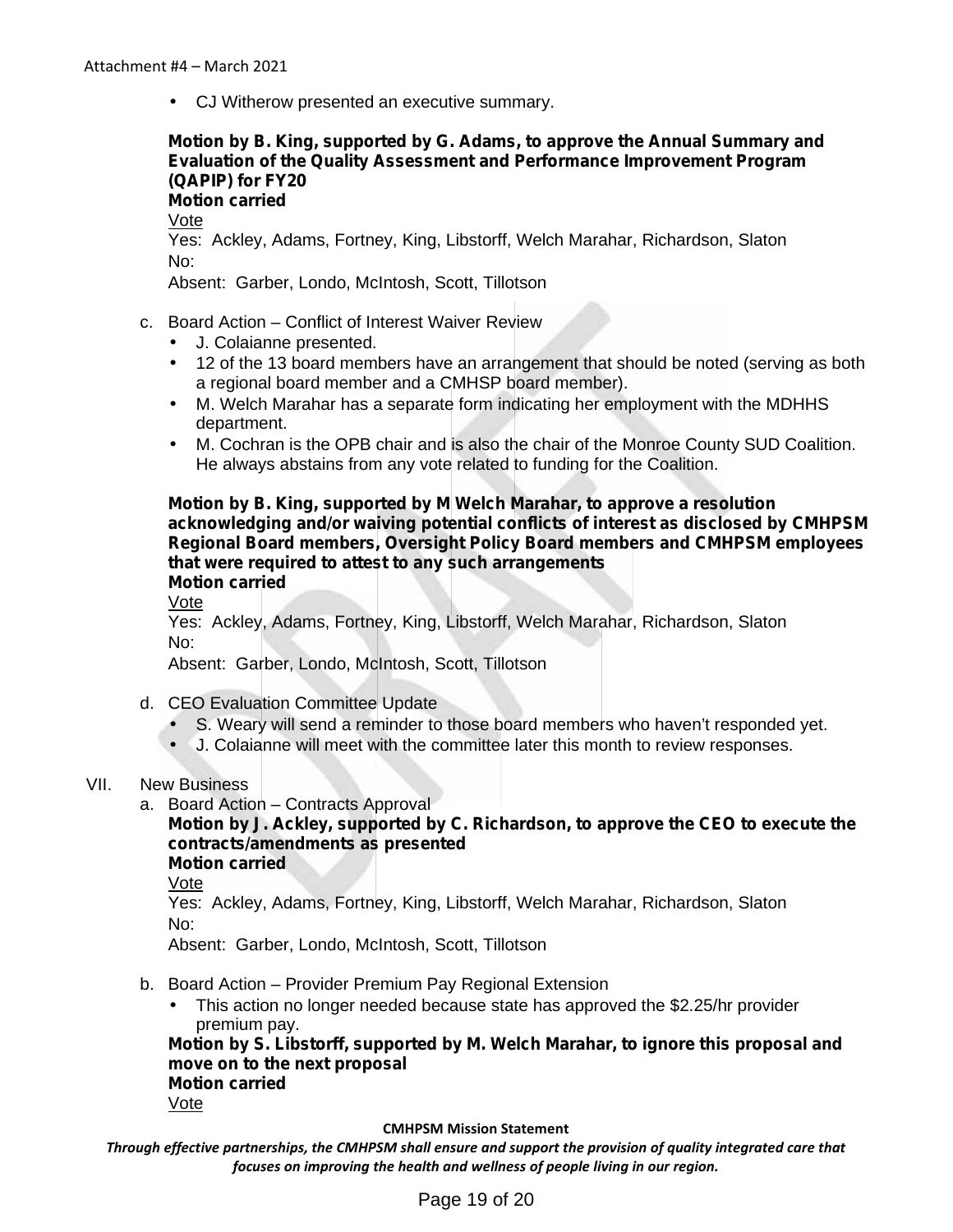- CJ Witherow presented an executive summary.

**Motion by B. King, supported by G. Adams, to approve the Annual Summary and Evaluation of the Quality Assessment and Performance Improvement Program (QAPIP) for FY20**
**Motion carried**

Vote

Yes: Ackley, Adams, Fortney, King, Libstorff, Welch Marahar, Richardson, Slaton
No:
Absent: Garber, Londo, McIntosh, Scott, Tillotson

c. Board Action – Conflict of Interest Waiver Review
   - J. Colaianne presented.
   - 12 of the 13 board members have an arrangement that should be noted (serving as both a regional board member and a CMHSP board member).
   - M. Welch Marahar has a separate form indicating her employment with the MDHHS department.
   - M. Cochran is the OPB chair and is also the chair of the Monroe County SUD Coalition. He always abstains from any vote related to funding for the Coalition.

**Motion by B. King, supported by M Welch Marahar, to approve a resolution acknowledging and/or waiving potential conflicts of interest as disclosed by CMHPSM Regional Board members, Oversight Policy Board members and CMHPSM employees that were required to attest to any such arrangements**
**Motion carried**

Vote

Yes: Ackley, Adams, Fortney, King, Libstorff, Welch Marahar, Richardson, Slaton
No:
Absent: Garber, Londo, McIntosh, Scott, Tillotson

d. CEO Evaluation Committee Update
   - S. Weary will send a reminder to those board members who haven't responded yet.
   - J. Colaianne will meet with the committee later this month to review responses.

VII. New Business

a. Board Action – Contracts Approval

**Motion by J. Ackley, supported by C. Richardson, to approve the CEO to execute the contracts/amendments as presented**
**Motion carried**

Vote

Yes: Ackley, Adams, Fortney, King, Libstorff, Welch Marahar, Richardson, Slaton
No:
Absent: Garber, Londo, McIntosh, Scott, Tillotson

b. Board Action – Provider Premium Pay Regional Extension
   - This action no longer needed because state has approved the $2.25/hr provider premium pay.

**Motion by S. Libstorff, supported by M. Welch Marahar, to ignore this proposal and move on to the next proposal**
**Motion carried**

Vote

**CMHPSM Mission Statement**

***Through effective partnerships, the CMHPSM shall ensure and support the provision of quality integrated care that focuses on improving the health and wellness of people living in our region.***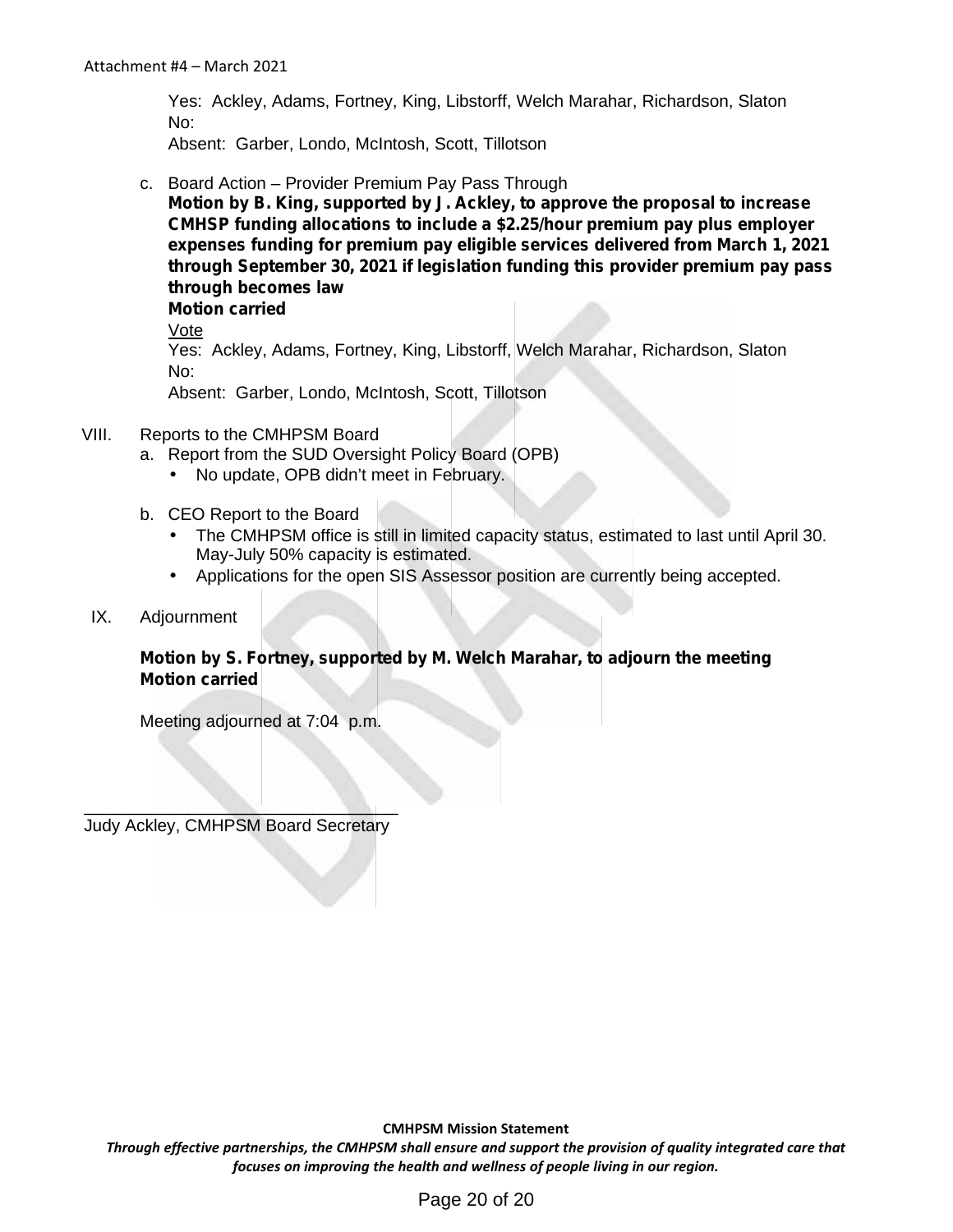Yes: Ackley, Adams, Fortney, King, Libstorff, Welch Marahar, Richardson, Slaton
No:
Absent: Garber, Londo, McIntosh, Scott, Tillotson

c. Board Action – Provider Premium Pay Pass Through
**Motion by B. King, supported by J. Ackley, to approve the proposal to increase CMHSP funding allocations to include a $2.25/hour premium pay plus employer expenses funding for premium pay eligible services delivered from March 1, 2021 through September 30, 2021 if legislation funding this provider premium pay pass through becomes law**
**Motion carried**
Vote
Yes: Ackley, Adams, Fortney, King, Libstorff, Welch Marahar, Richardson, Slaton
No:
Absent: Garber, Londo, McIntosh, Scott, Tillotson

VIII. Reports to the CMHPSM Board

a. Report from the SUD Oversight Policy Board (OPB)
- No update, OPB didn't meet in February.

b. CEO Report to the Board
- The CMHPSM office is still in limited capacity status, estimated to last until April 30. May-July 50% capacity is estimated.
- Applications for the open SIS Assessor position are currently being accepted.

IX. Adjournment

**Motion by S. Fortney, supported by M. Welch Marahar, to adjourn the meeting**
**Motion carried**

Meeting adjourned at 7:04 p.m.

\_\_\_\_\_\_\_\_\_\_\_\_\_\_\_\_\_\_\_\_\_\_\_\_\_\_\_\_\_\_\_\_\_\_
Judy Ackley, CMHPSM Board Secretary

**CMHPSM Mission Statement**
***Through effective partnerships, the CMHPSM shall ensure and support the provision of quality integrated care that focuses on improving the health and wellness of people living in our region.***